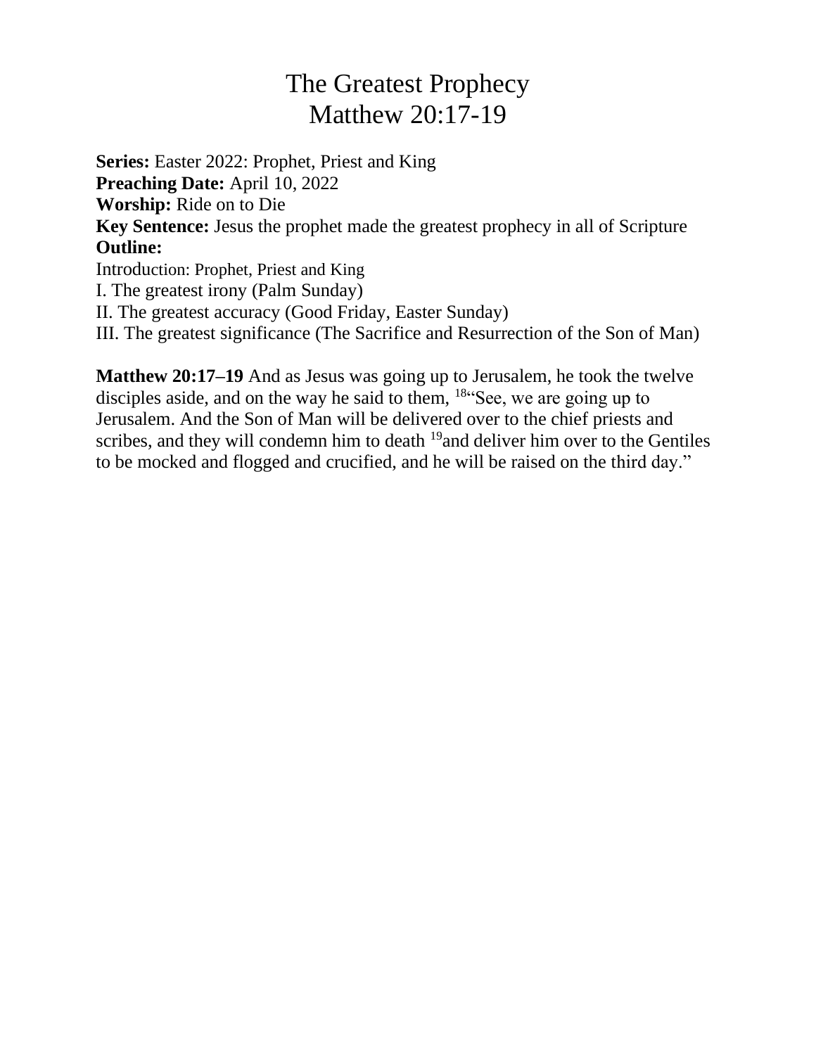# The Greatest Prophecy
# Matthew 20:17-19

**Series:** Easter 2022: Prophet, Priest and King
**Preaching Date:** April 10, 2022
**Worship:** Ride on to Die
**Key Sentence:** Jesus the prophet made the greatest prophecy in all of Scripture
**Outline:**
Introduction: Prophet, Priest and King
I. The greatest irony (Palm Sunday)
II. The greatest accuracy (Good Friday, Easter Sunday)
III. The greatest significance (The Sacrifice and Resurrection of the Son of Man)

**Matthew 20:17–19** And as Jesus was going up to Jerusalem, he took the twelve disciples aside, and on the way he said to them, [18]"See, we are going up to Jerusalem. And the Son of Man will be delivered over to the chief priests and scribes, and they will condemn him to death [19]and deliver him over to the Gentiles to be mocked and flogged and crucified, and he will be raised on the third day."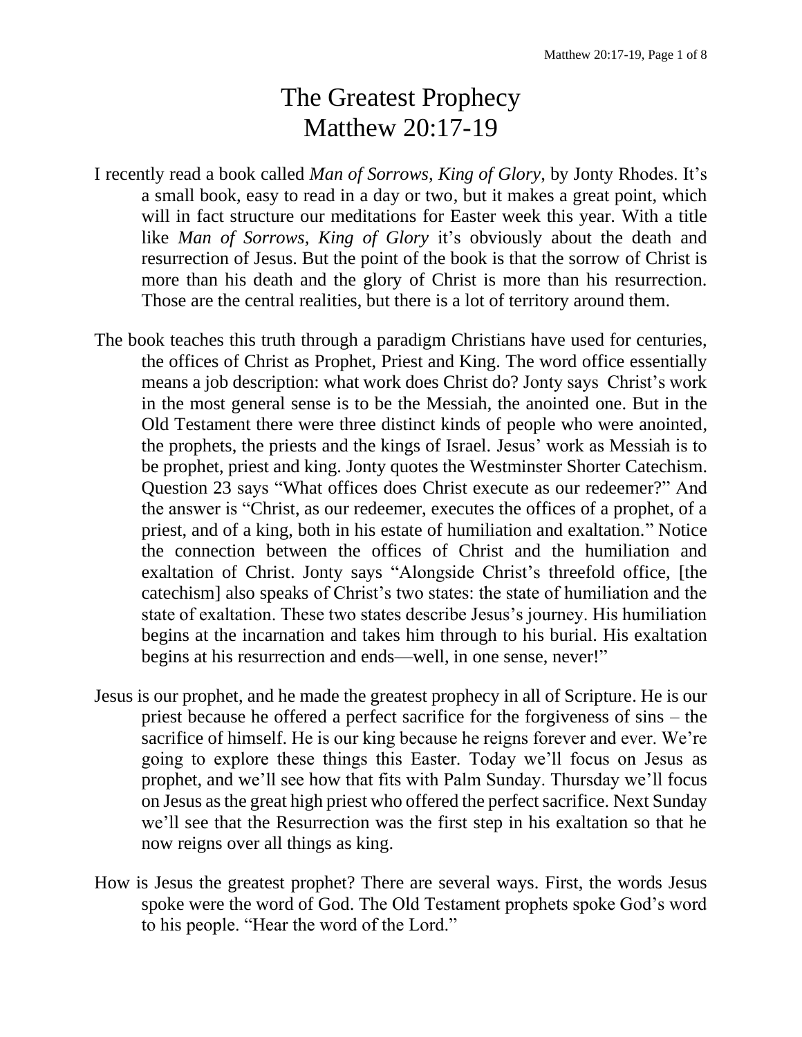# The Greatest Prophecy
# Matthew 20:17-19

I recently read a book called *Man of Sorrows, King of Glory*, by Jonty Rhodes. It's a small book, easy to read in a day or two, but it makes a great point, which will in fact structure our meditations for Easter week this year. With a title like *Man of Sorrows, King of Glory* it's obviously about the death and resurrection of Jesus. But the point of the book is that the sorrow of Christ is more than his death and the glory of Christ is more than his resurrection. Those are the central realities, but there is a lot of territory around them.

The book teaches this truth through a paradigm Christians have used for centuries, the offices of Christ as Prophet, Priest and King. The word office essentially means a job description: what work does Christ do? Jonty says Christ's work in the most general sense is to be the Messiah, the anointed one. But in the Old Testament there were three distinct kinds of people who were anointed, the prophets, the priests and the kings of Israel. Jesus' work as Messiah is to be prophet, priest and king. Jonty quotes the Westminster Shorter Catechism. Question 23 says "What offices does Christ execute as our redeemer?" And the answer is "Christ, as our redeemer, executes the offices of a prophet, of a priest, and of a king, both in his estate of humiliation and exaltation." Notice the connection between the offices of Christ and the humiliation and exaltation of Christ. Jonty says "Alongside Christ's threefold office, [the catechism] also speaks of Christ's two states: the state of humiliation and the state of exaltation. These two states describe Jesus's journey. His humiliation begins at the incarnation and takes him through to his burial. His exaltation begins at his resurrection and ends—well, in one sense, never!"

Jesus is our prophet, and he made the greatest prophecy in all of Scripture. He is our priest because he offered a perfect sacrifice for the forgiveness of sins – the sacrifice of himself. He is our king because he reigns forever and ever. We're going to explore these things this Easter. Today we'll focus on Jesus as prophet, and we'll see how that fits with Palm Sunday. Thursday we'll focus on Jesus as the great high priest who offered the perfect sacrifice. Next Sunday we'll see that the Resurrection was the first step in his exaltation so that he now reigns over all things as king.

How is Jesus the greatest prophet? There are several ways. First, the words Jesus spoke were the word of God. The Old Testament prophets spoke God's word to his people. "Hear the word of the Lord."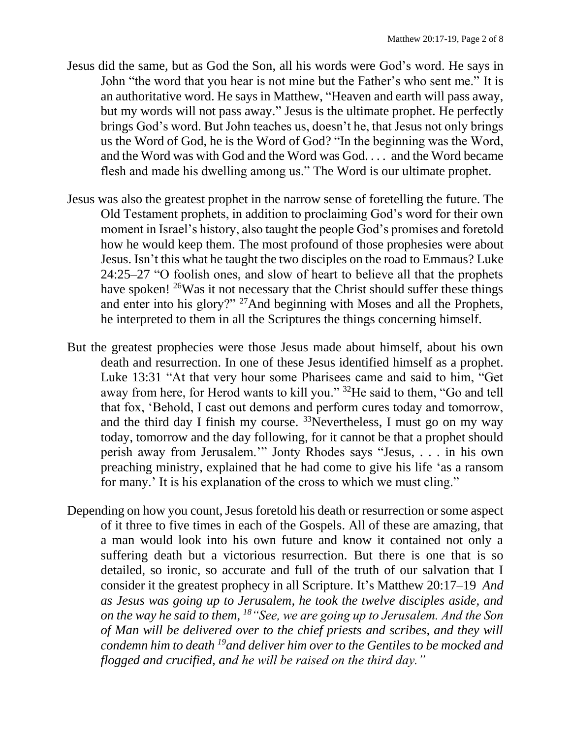Jesus did the same, but as God the Son, all his words were God's word. He says in John "the word that you hear is not mine but the Father's who sent me." It is an authoritative word. He says in Matthew, "Heaven and earth will pass away, but my words will not pass away." Jesus is the ultimate prophet. He perfectly brings God's word. But John teaches us, doesn't he, that Jesus not only brings us the Word of God, he is the Word of God? "In the beginning was the Word, and the Word was with God and the Word was God. . . . and the Word became flesh and made his dwelling among us." The Word is our ultimate prophet.

Jesus was also the greatest prophet in the narrow sense of foretelling the future. The Old Testament prophets, in addition to proclaiming God's word for their own moment in Israel's history, also taught the people God's promises and foretold how he would keep them. The most profound of those prophesies were about Jesus. Isn't this what he taught the two disciples on the road to Emmaus? Luke 24:25–27 "O foolish ones, and slow of heart to believe all that the prophets have spoken! [26]Was it not necessary that the Christ should suffer these things and enter into his glory?" [27]And beginning with Moses and all the Prophets, he interpreted to them in all the Scriptures the things concerning himself.

But the greatest prophecies were those Jesus made about himself, about his own death and resurrection. In one of these Jesus identified himself as a prophet. Luke 13:31 "At that very hour some Pharisees came and said to him, "Get away from here, for Herod wants to kill you." [32]He said to them, "Go and tell that fox, 'Behold, I cast out demons and perform cures today and tomorrow, and the third day I finish my course. [33]Nevertheless, I must go on my way today, tomorrow and the day following, for it cannot be that a prophet should perish away from Jerusalem.'" Jonty Rhodes says "Jesus, . . . in his own preaching ministry, explained that he had come to give his life 'as a ransom for many.' It is his explanation of the cross to which we must cling."

Depending on how you count, Jesus foretold his death or resurrection or some aspect of it three to five times in each of the Gospels. All of these are amazing, that a man would look into his own future and know it contained not only a suffering death but a victorious resurrection. But there is one that is so detailed, so ironic, so accurate and full of the truth of our salvation that I consider it the greatest prophecy in all Scripture. It's Matthew 20:17–19 *And as Jesus was going up to Jerusalem, he took the twelve disciples aside, and on the way he said to them, [18]"See, we are going up to Jerusalem. And the Son of Man will be delivered over to the chief priests and scribes, and they will condemn him to death [19]and deliver him over to the Gentiles to be mocked and flogged and crucified, and he will be raised on the third day."*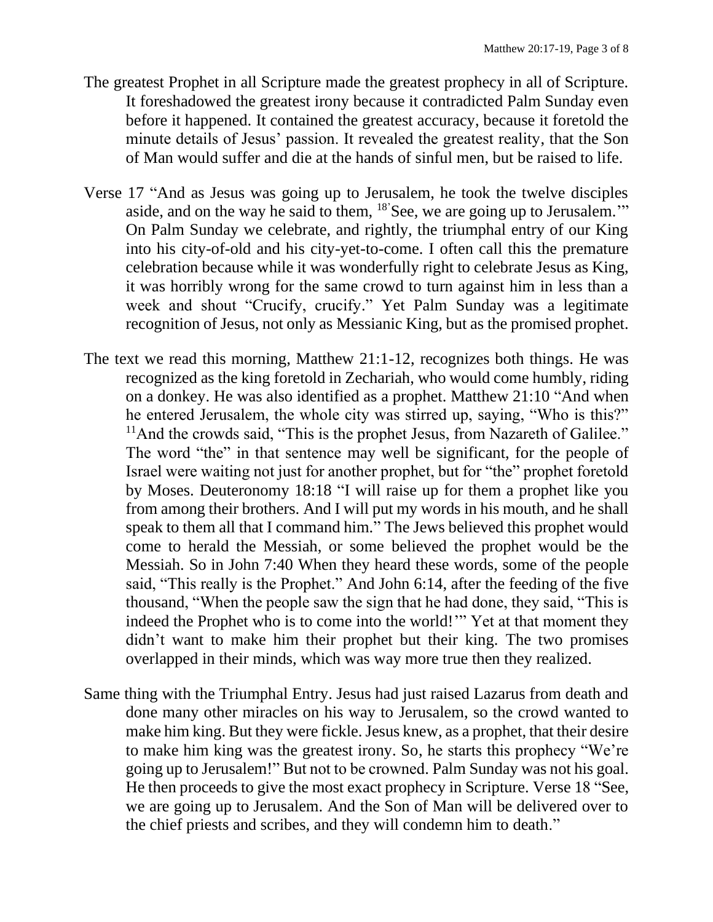The greatest Prophet in all Scripture made the greatest prophecy in all of Scripture. It foreshadowed the greatest irony because it contradicted Palm Sunday even before it happened. It contained the greatest accuracy, because it foretold the minute details of Jesus' passion. It revealed the greatest reality, that the Son of Man would suffer and die at the hands of sinful men, but be raised to life.

Verse 17 "And as Jesus was going up to Jerusalem, he took the twelve disciples aside, and on the way he said to them, [18]'See, we are going up to Jerusalem.'" On Palm Sunday we celebrate, and rightly, the triumphal entry of our King into his city-of-old and his city-yet-to-come. I often call this the premature celebration because while it was wonderfully right to celebrate Jesus as King, it was horribly wrong for the same crowd to turn against him in less than a week and shout "Crucify, crucify." Yet Palm Sunday was a legitimate recognition of Jesus, not only as Messianic King, but as the promised prophet.

The text we read this morning, Matthew 21:1-12, recognizes both things. He was recognized as the king foretold in Zechariah, who would come humbly, riding on a donkey. He was also identified as a prophet. Matthew 21:10 "And when he entered Jerusalem, the whole city was stirred up, saying, "Who is this?" [11]And the crowds said, "This is the prophet Jesus, from Nazareth of Galilee." The word "the" in that sentence may well be significant, for the people of Israel were waiting not just for another prophet, but for "the" prophet foretold by Moses. Deuteronomy 18:18 "I will raise up for them a prophet like you from among their brothers. And I will put my words in his mouth, and he shall speak to them all that I command him." The Jews believed this prophet would come to herald the Messiah, or some believed the prophet would be the Messiah. So in John 7:40 When they heard these words, some of the people said, "This really is the Prophet." And John 6:14, after the feeding of the five thousand, "When the people saw the sign that he had done, they said, "This is indeed the Prophet who is to come into the world!'" Yet at that moment they didn't want to make him their prophet but their king. The two promises overlapped in their minds, which was way more true then they realized.

Same thing with the Triumphal Entry. Jesus had just raised Lazarus from death and done many other miracles on his way to Jerusalem, so the crowd wanted to make him king. But they were fickle. Jesus knew, as a prophet, that their desire to make him king was the greatest irony. So, he starts this prophecy "We're going up to Jerusalem!" But not to be crowned. Palm Sunday was not his goal. He then proceeds to give the most exact prophecy in Scripture. Verse 18 "See, we are going up to Jerusalem. And the Son of Man will be delivered over to the chief priests and scribes, and they will condemn him to death."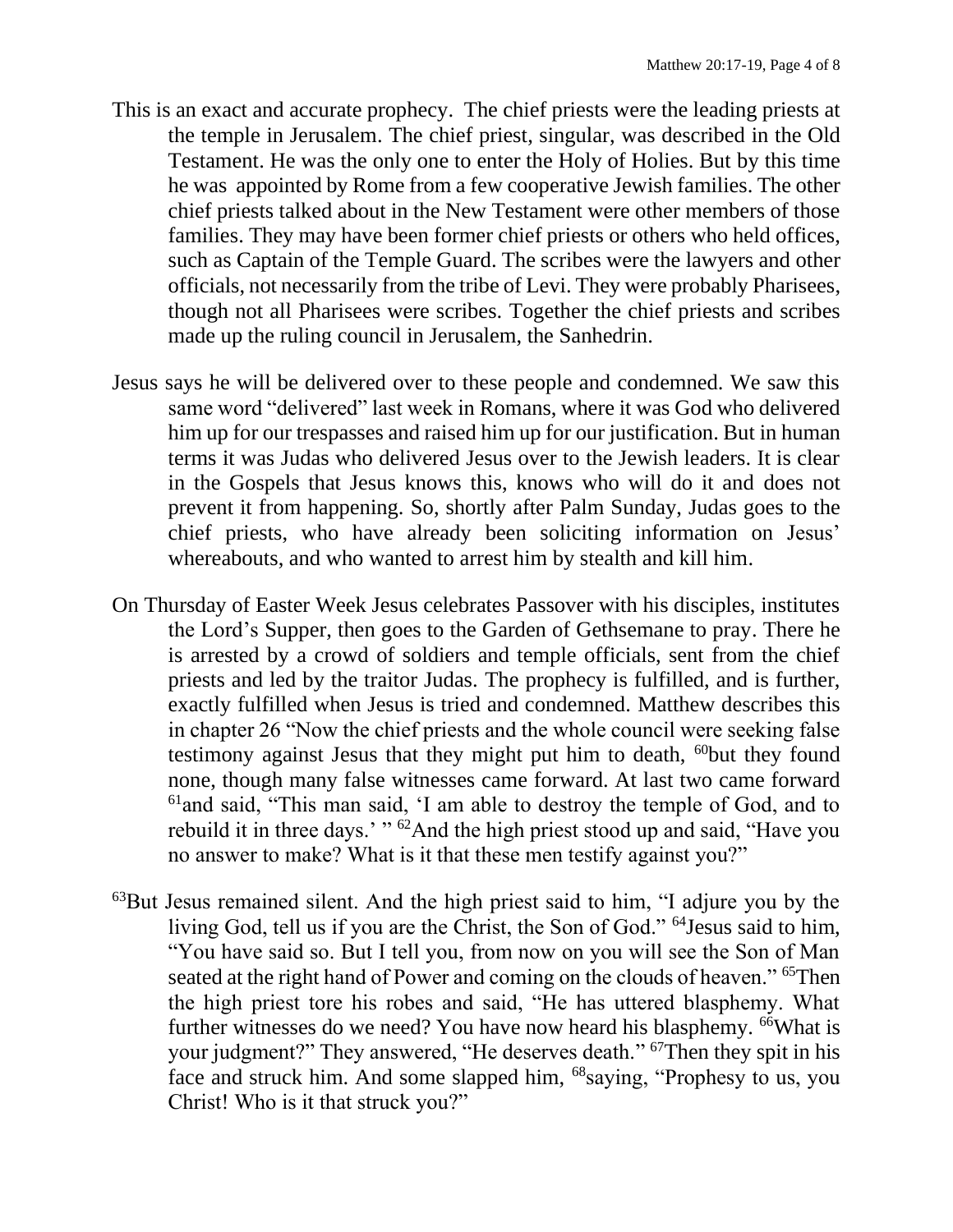This is an exact and accurate prophecy. The chief priests were the leading priests at the temple in Jerusalem. The chief priest, singular, was described in the Old Testament. He was the only one to enter the Holy of Holies. But by this time he was appointed by Rome from a few cooperative Jewish families. The other chief priests talked about in the New Testament were other members of those families. They may have been former chief priests or others who held offices, such as Captain of the Temple Guard. The scribes were the lawyers and other officials, not necessarily from the tribe of Levi. They were probably Pharisees, though not all Pharisees were scribes. Together the chief priests and scribes made up the ruling council in Jerusalem, the Sanhedrin.

Jesus says he will be delivered over to these people and condemned. We saw this same word "delivered" last week in Romans, where it was God who delivered him up for our trespasses and raised him up for our justification. But in human terms it was Judas who delivered Jesus over to the Jewish leaders. It is clear in the Gospels that Jesus knows this, knows who will do it and does not prevent it from happening. So, shortly after Palm Sunday, Judas goes to the chief priests, who have already been soliciting information on Jesus' whereabouts, and who wanted to arrest him by stealth and kill him.

On Thursday of Easter Week Jesus celebrates Passover with his disciples, institutes the Lord's Supper, then goes to the Garden of Gethsemane to pray. There he is arrested by a crowd of soldiers and temple officials, sent from the chief priests and led by the traitor Judas. The prophecy is fulfilled, and is further, exactly fulfilled when Jesus is tried and condemned. Matthew describes this in chapter 26 "Now the chief priests and the whole council were seeking false testimony against Jesus that they might put him to death, [60]but they found none, though many false witnesses came forward. At last two came forward [61]and said, "This man said, 'I am able to destroy the temple of God, and to rebuild it in three days.' " [62]And the high priest stood up and said, "Have you no answer to make? What is it that these men testify against you?"

[63]But Jesus remained silent. And the high priest said to him, "I adjure you by the living God, tell us if you are the Christ, the Son of God." [64]Jesus said to him, "You have said so. But I tell you, from now on you will see the Son of Man seated at the right hand of Power and coming on the clouds of heaven." [65]Then the high priest tore his robes and said, "He has uttered blasphemy. What further witnesses do we need? You have now heard his blasphemy. [66]What is your judgment?" They answered, "He deserves death." [67]Then they spit in his face and struck him. And some slapped him, [68]saying, "Prophesy to us, you Christ! Who is it that struck you?"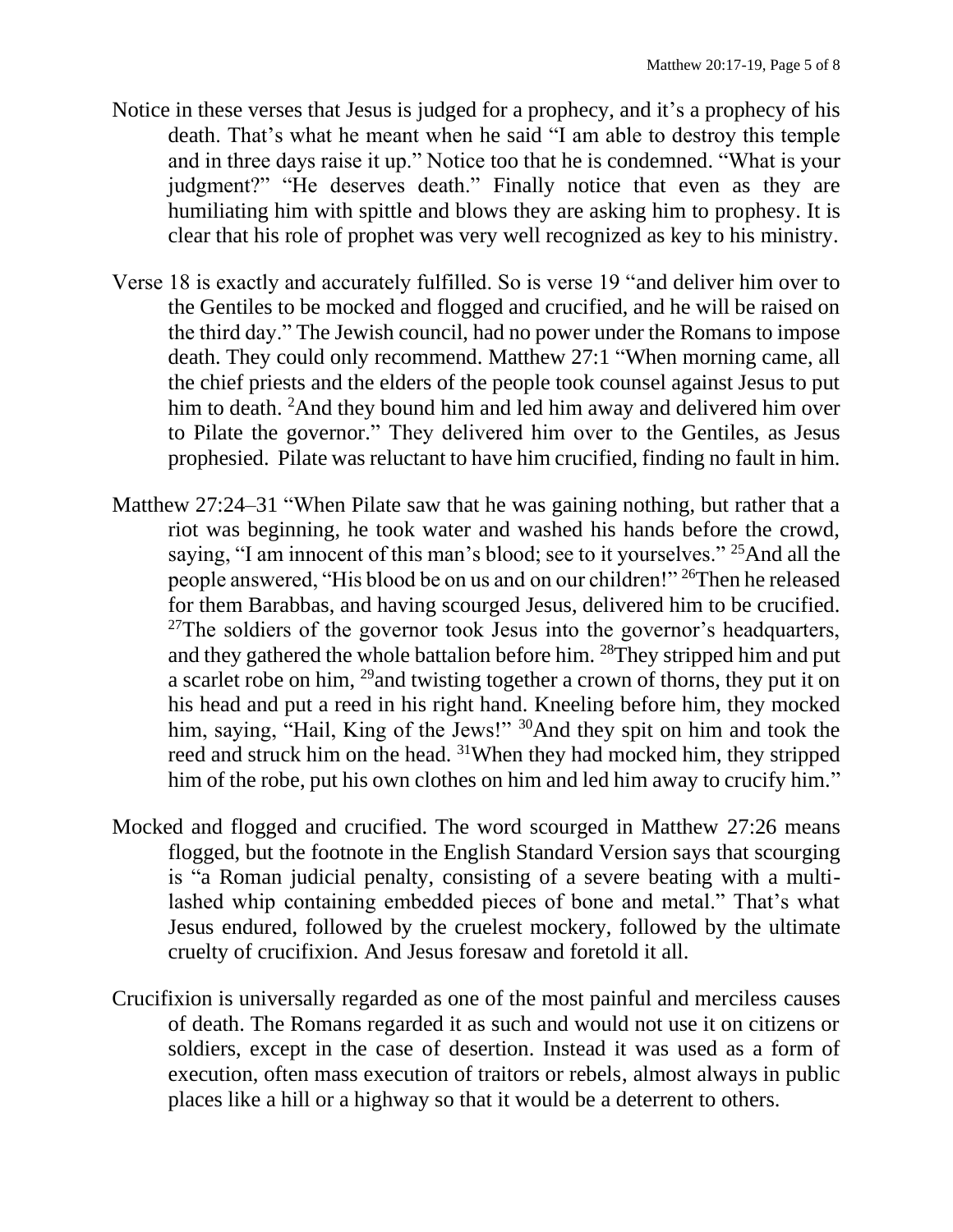Notice in these verses that Jesus is judged for a prophecy, and it's a prophecy of his death. That's what he meant when he said "I am able to destroy this temple and in three days raise it up." Notice too that he is condemned. "What is your judgment?" "He deserves death." Finally notice that even as they are humiliating him with spittle and blows they are asking him to prophesy. It is clear that his role of prophet was very well recognized as key to his ministry.

Verse 18 is exactly and accurately fulfilled. So is verse 19 "and deliver him over to the Gentiles to be mocked and flogged and crucified, and he will be raised on the third day." The Jewish council, had no power under the Romans to impose death. They could only recommend. Matthew 27:1 "When morning came, all the chief priests and the elders of the people took counsel against Jesus to put him to death. [2]And they bound him and led him away and delivered him over to Pilate the governor." They delivered him over to the Gentiles, as Jesus prophesied. Pilate was reluctant to have him crucified, finding no fault in him.

Matthew 27:24–31 "When Pilate saw that he was gaining nothing, but rather that a riot was beginning, he took water and washed his hands before the crowd, saying, "I am innocent of this man's blood; see to it yourselves." [25]And all the people answered, "His blood be on us and on our children!" [26]Then he released for them Barabbas, and having scourged Jesus, delivered him to be crucified. [27]The soldiers of the governor took Jesus into the governor's headquarters, and they gathered the whole battalion before him. [28]They stripped him and put a scarlet robe on him, [29]and twisting together a crown of thorns, they put it on his head and put a reed in his right hand. Kneeling before him, they mocked him, saying, "Hail, King of the Jews!" [30]And they spit on him and took the reed and struck him on the head. [31]When they had mocked him, they stripped him of the robe, put his own clothes on him and led him away to crucify him."

Mocked and flogged and crucified. The word scourged in Matthew 27:26 means flogged, but the footnote in the English Standard Version says that scourging is "a Roman judicial penalty, consisting of a severe beating with a multi-lashed whip containing embedded pieces of bone and metal." That's what Jesus endured, followed by the cruelest mockery, followed by the ultimate cruelty of crucifixion. And Jesus foresaw and foretold it all.

Crucifixion is universally regarded as one of the most painful and merciless causes of death. The Romans regarded it as such and would not use it on citizens or soldiers, except in the case of desertion. Instead it was used as a form of execution, often mass execution of traitors or rebels, almost always in public places like a hill or a highway so that it would be a deterrent to others.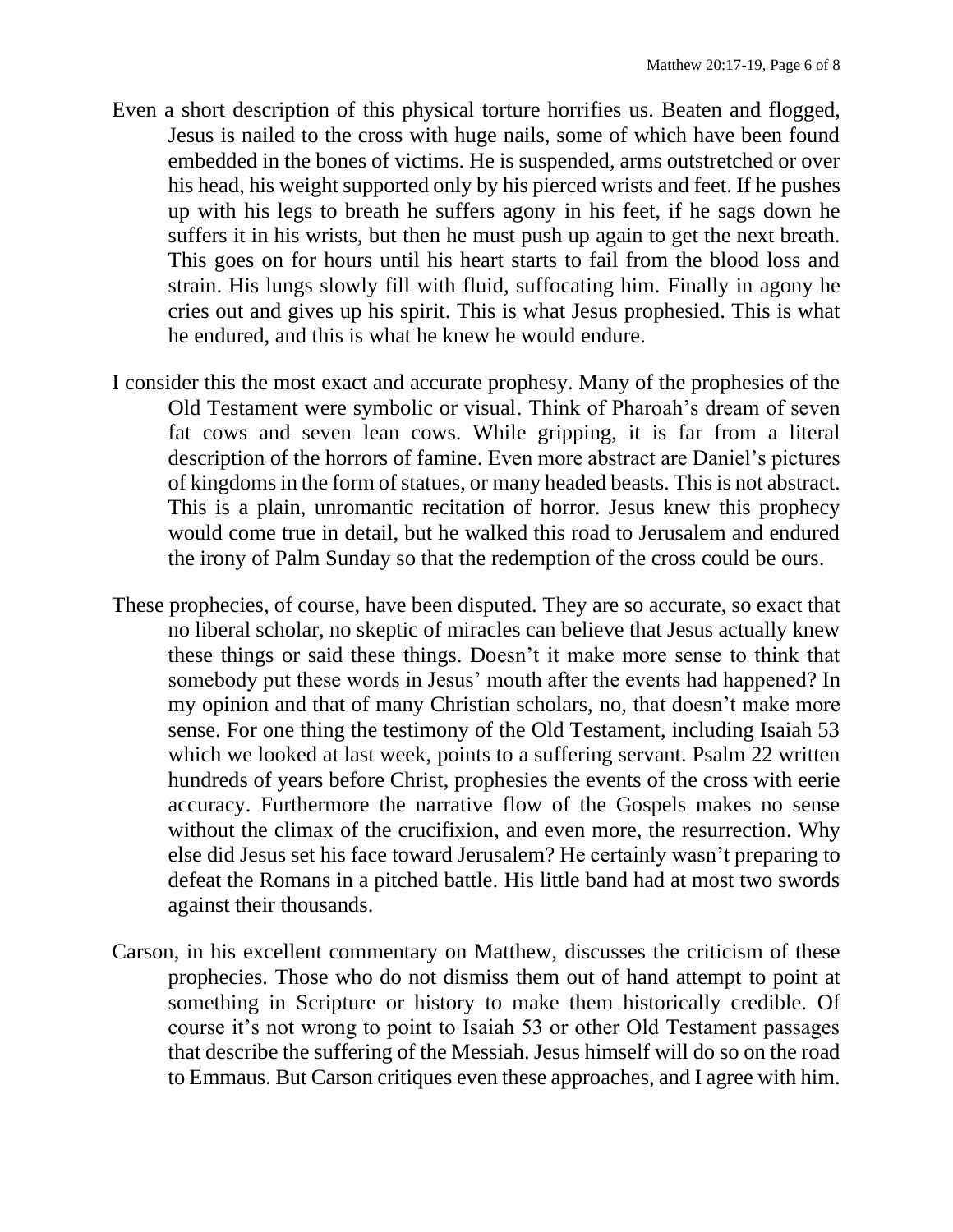Even a short description of this physical torture horrifies us. Beaten and flogged, Jesus is nailed to the cross with huge nails, some of which have been found embedded in the bones of victims. He is suspended, arms outstretched or over his head, his weight supported only by his pierced wrists and feet. If he pushes up with his legs to breath he suffers agony in his feet, if he sags down he suffers it in his wrists, but then he must push up again to get the next breath. This goes on for hours until his heart starts to fail from the blood loss and strain. His lungs slowly fill with fluid, suffocating him. Finally in agony he cries out and gives up his spirit. This is what Jesus prophesied. This is what he endured, and this is what he knew he would endure.

I consider this the most exact and accurate prophesy. Many of the prophesies of the Old Testament were symbolic or visual. Think of Pharoah's dream of seven fat cows and seven lean cows. While gripping, it is far from a literal description of the horrors of famine. Even more abstract are Daniel's pictures of kingdoms in the form of statues, or many headed beasts. This is not abstract. This is a plain, unromantic recitation of horror. Jesus knew this prophecy would come true in detail, but he walked this road to Jerusalem and endured the irony of Palm Sunday so that the redemption of the cross could be ours.

These prophecies, of course, have been disputed. They are so accurate, so exact that no liberal scholar, no skeptic of miracles can believe that Jesus actually knew these things or said these things. Doesn't it make more sense to think that somebody put these words in Jesus' mouth after the events had happened? In my opinion and that of many Christian scholars, no, that doesn't make more sense. For one thing the testimony of the Old Testament, including Isaiah 53 which we looked at last week, points to a suffering servant. Psalm 22 written hundreds of years before Christ, prophesies the events of the cross with eerie accuracy. Furthermore the narrative flow of the Gospels makes no sense without the climax of the crucifixion, and even more, the resurrection. Why else did Jesus set his face toward Jerusalem? He certainly wasn't preparing to defeat the Romans in a pitched battle. His little band had at most two swords against their thousands.

Carson, in his excellent commentary on Matthew, discusses the criticism of these prophecies. Those who do not dismiss them out of hand attempt to point at something in Scripture or history to make them historically credible. Of course it's not wrong to point to Isaiah 53 or other Old Testament passages that describe the suffering of the Messiah. Jesus himself will do so on the road to Emmaus. But Carson critiques even these approaches, and I agree with him.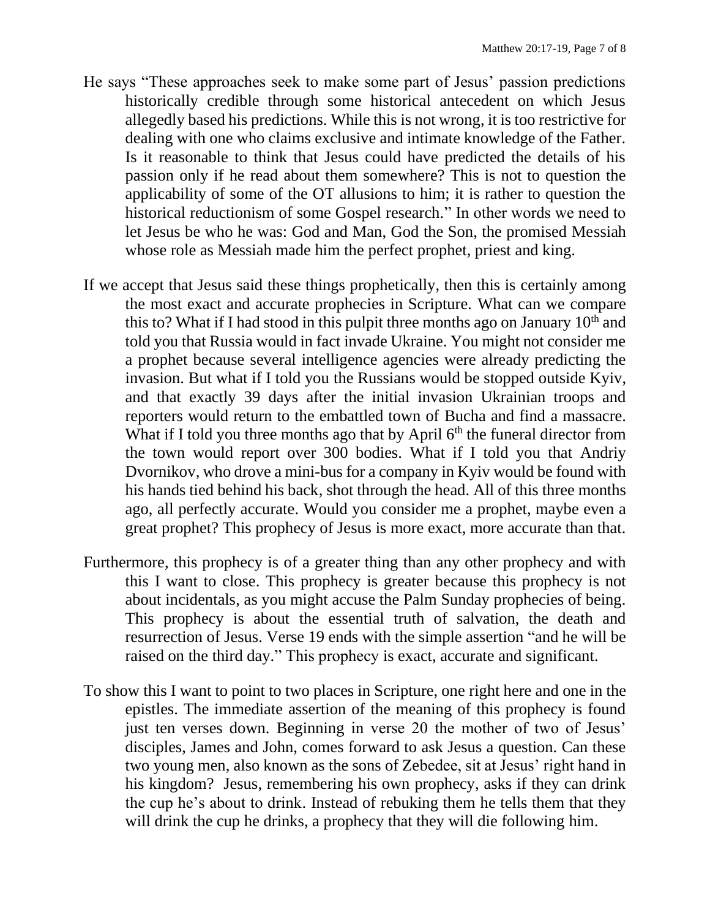He says "These approaches seek to make some part of Jesus' passion predictions historically credible through some historical antecedent on which Jesus allegedly based his predictions. While this is not wrong, it is too restrictive for dealing with one who claims exclusive and intimate knowledge of the Father. Is it reasonable to think that Jesus could have predicted the details of his passion only if he read about them somewhere? This is not to question the applicability of some of the OT allusions to him; it is rather to question the historical reductionism of some Gospel research." In other words we need to let Jesus be who he was: God and Man, God the Son, the promised Messiah whose role as Messiah made him the perfect prophet, priest and king.

If we accept that Jesus said these things prophetically, then this is certainly among the most exact and accurate prophecies in Scripture. What can we compare this to? What if I had stood in this pulpit three months ago on January 10th and told you that Russia would in fact invade Ukraine. You might not consider me a prophet because several intelligence agencies were already predicting the invasion. But what if I told you the Russians would be stopped outside Kyiv, and that exactly 39 days after the initial invasion Ukrainian troops and reporters would return to the embattled town of Bucha and find a massacre. What if I told you three months ago that by April 6th the funeral director from the town would report over 300 bodies. What if I told you that Andriy Dvornikov, who drove a mini-bus for a company in Kyiv would be found with his hands tied behind his back, shot through the head. All of this three months ago, all perfectly accurate. Would you consider me a prophet, maybe even a great prophet? This prophecy of Jesus is more exact, more accurate than that.

Furthermore, this prophecy is of a greater thing than any other prophecy and with this I want to close. This prophecy is greater because this prophecy is not about incidentals, as you might accuse the Palm Sunday prophecies of being. This prophecy is about the essential truth of salvation, the death and resurrection of Jesus. Verse 19 ends with the simple assertion "and he will be raised on the third day." This prophecy is exact, accurate and significant.

To show this I want to point to two places in Scripture, one right here and one in the epistles. The immediate assertion of the meaning of this prophecy is found just ten verses down. Beginning in verse 20 the mother of two of Jesus' disciples, James and John, comes forward to ask Jesus a question. Can these two young men, also known as the sons of Zebedee, sit at Jesus' right hand in his kingdom? Jesus, remembering his own prophecy, asks if they can drink the cup he's about to drink. Instead of rebuking them he tells them that they will drink the cup he drinks, a prophecy that they will die following him.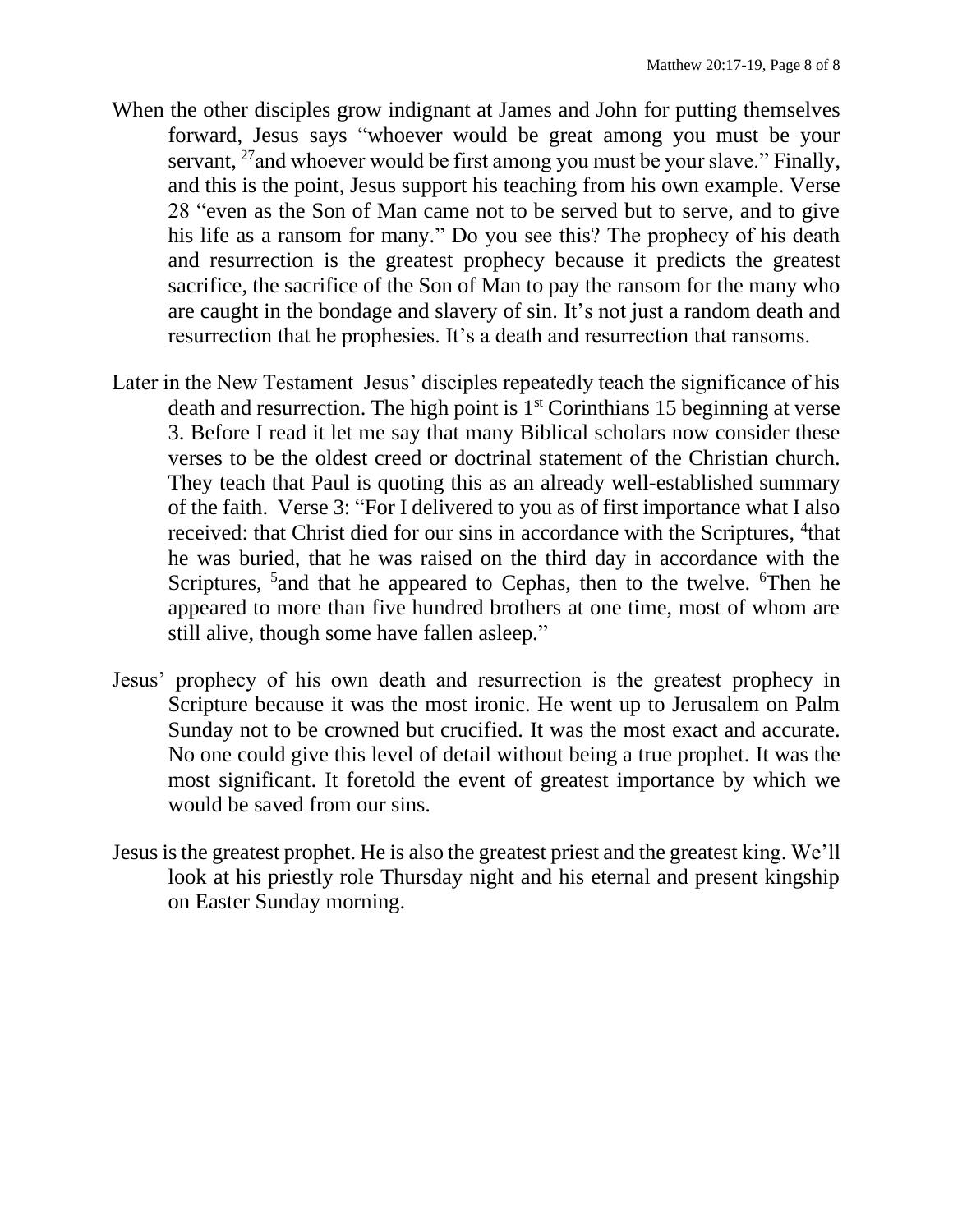When the other disciples grow indignant at James and John for putting themselves forward, Jesus says "whoever would be great among you must be your servant, [27]and whoever would be first among you must be your slave." Finally, and this is the point, Jesus support his teaching from his own example. Verse 28 "even as the Son of Man came not to be served but to serve, and to give his life as a ransom for many." Do you see this? The prophecy of his death and resurrection is the greatest prophecy because it predicts the greatest sacrifice, the sacrifice of the Son of Man to pay the ransom for the many who are caught in the bondage and slavery of sin. It's not just a random death and resurrection that he prophesies. It's a death and resurrection that ransoms.

Later in the New Testament Jesus' disciples repeatedly teach the significance of his death and resurrection. The high point is 1st Corinthians 15 beginning at verse 3. Before I read it let me say that many Biblical scholars now consider these verses to be the oldest creed or doctrinal statement of the Christian church. They teach that Paul is quoting this as an already well-established summary of the faith. Verse 3: "For I delivered to you as of first importance what I also received: that Christ died for our sins in accordance with the Scriptures, [4]that he was buried, that he was raised on the third day in accordance with the Scriptures, [5]and that he appeared to Cephas, then to the twelve. [6]Then he appeared to more than five hundred brothers at one time, most of whom are still alive, though some have fallen asleep."

Jesus' prophecy of his own death and resurrection is the greatest prophecy in Scripture because it was the most ironic. He went up to Jerusalem on Palm Sunday not to be crowned but crucified. It was the most exact and accurate. No one could give this level of detail without being a true prophet. It was the most significant. It foretold the event of greatest importance by which we would be saved from our sins.

Jesus is the greatest prophet. He is also the greatest priest and the greatest king. We'll look at his priestly role Thursday night and his eternal and present kingship on Easter Sunday morning.